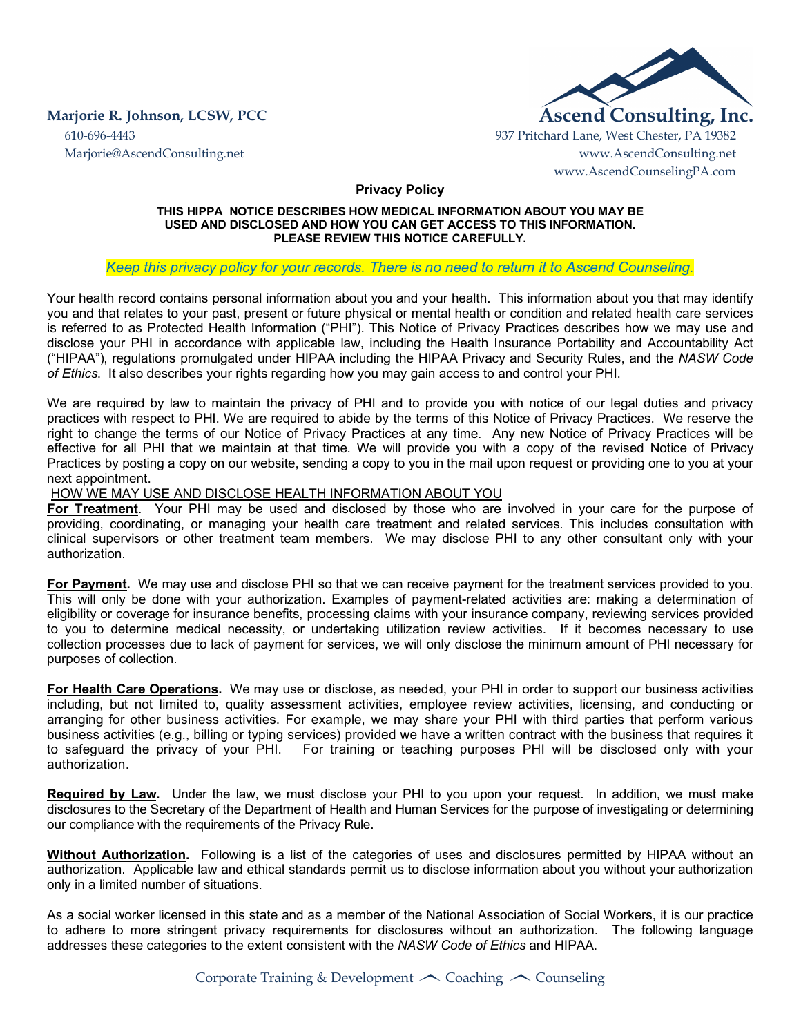**Marjorie R. Johnson, LCSW, PCC**

**Ascend Consulting, Inc.**

610-696-4443
Marjorie@AscendConsulting.net

937 Pritchard Lane, West Chester, PA 19382
www.AscendConsulting.net
www.AscendCounselingPA.com

# Privacy Policy

**THIS HIPPA NOTICE DESCRIBES HOW MEDICAL INFORMATION ABOUT YOU MAY BE USED AND DISCLOSED AND HOW YOU CAN GET ACCESS TO THIS INFORMATION. PLEASE REVIEW THIS NOTICE CAREFULLY.**

*Keep this privacy policy for your records. There is no need to return it to Ascend Counseling.*

Your health record contains personal information about you and your health. This information about you that may identify you and that relates to your past, present or future physical or mental health or condition and related health care services is referred to as Protected Health Information ("PHI"). This Notice of Privacy Practices describes how we may use and disclose your PHI in accordance with applicable law, including the Health Insurance Portability and Accountability Act ("HIPAA"), regulations promulgated under HIPAA including the HIPAA Privacy and Security Rules, and the *NASW Code of Ethics*. It also describes your rights regarding how you may gain access to and control your PHI.

We are required by law to maintain the privacy of PHI and to provide you with notice of our legal duties and privacy practices with respect to PHI. We are required to abide by the terms of this Notice of Privacy Practices. We reserve the right to change the terms of our Notice of Privacy Practices at any time. Any new Notice of Privacy Practices will be effective for all PHI that we maintain at that time. We will provide you with a copy of the revised Notice of Privacy Practices by posting a copy on our website, sending a copy to you in the mail upon request or providing one to you at your next appointment.

## HOW WE MAY USE AND DISCLOSE HEALTH INFORMATION ABOUT YOU

**For Treatment**. Your PHI may be used and disclosed by those who are involved in your care for the purpose of providing, coordinating, or managing your health care treatment and related services. This includes consultation with clinical supervisors or other treatment team members. We may disclose PHI to any other consultant only with your authorization.

**For Payment.** We may use and disclose PHI so that we can receive payment for the treatment services provided to you. This will only be done with your authorization. Examples of payment-related activities are: making a determination of eligibility or coverage for insurance benefits, processing claims with your insurance company, reviewing services provided to you to determine medical necessity, or undertaking utilization review activities. If it becomes necessary to use collection processes due to lack of payment for services, we will only disclose the minimum amount of PHI necessary for purposes of collection.

**For Health Care Operations.** We may use or disclose, as needed, your PHI in order to support our business activities including, but not limited to, quality assessment activities, employee review activities, licensing, and conducting or arranging for other business activities. For example, we may share your PHI with third parties that perform various business activities (e.g., billing or typing services) provided we have a written contract with the business that requires it to safeguard the privacy of your PHI. For training or teaching purposes PHI will be disclosed only with your authorization.

**Required by Law.** Under the law, we must disclose your PHI to you upon your request. In addition, we must make disclosures to the Secretary of the Department of Health and Human Services for the purpose of investigating or determining our compliance with the requirements of the Privacy Rule.

**Without Authorization.** Following is a list of the categories of uses and disclosures permitted by HIPAA without an authorization. Applicable law and ethical standards permit us to disclose information about you without your authorization only in a limited number of situations.

As a social worker licensed in this state and as a member of the National Association of Social Workers, it is our practice to adhere to more stringent privacy requirements for disclosures without an authorization. The following language addresses these categories to the extent consistent with the *NASW Code of Ethics* and HIPAA.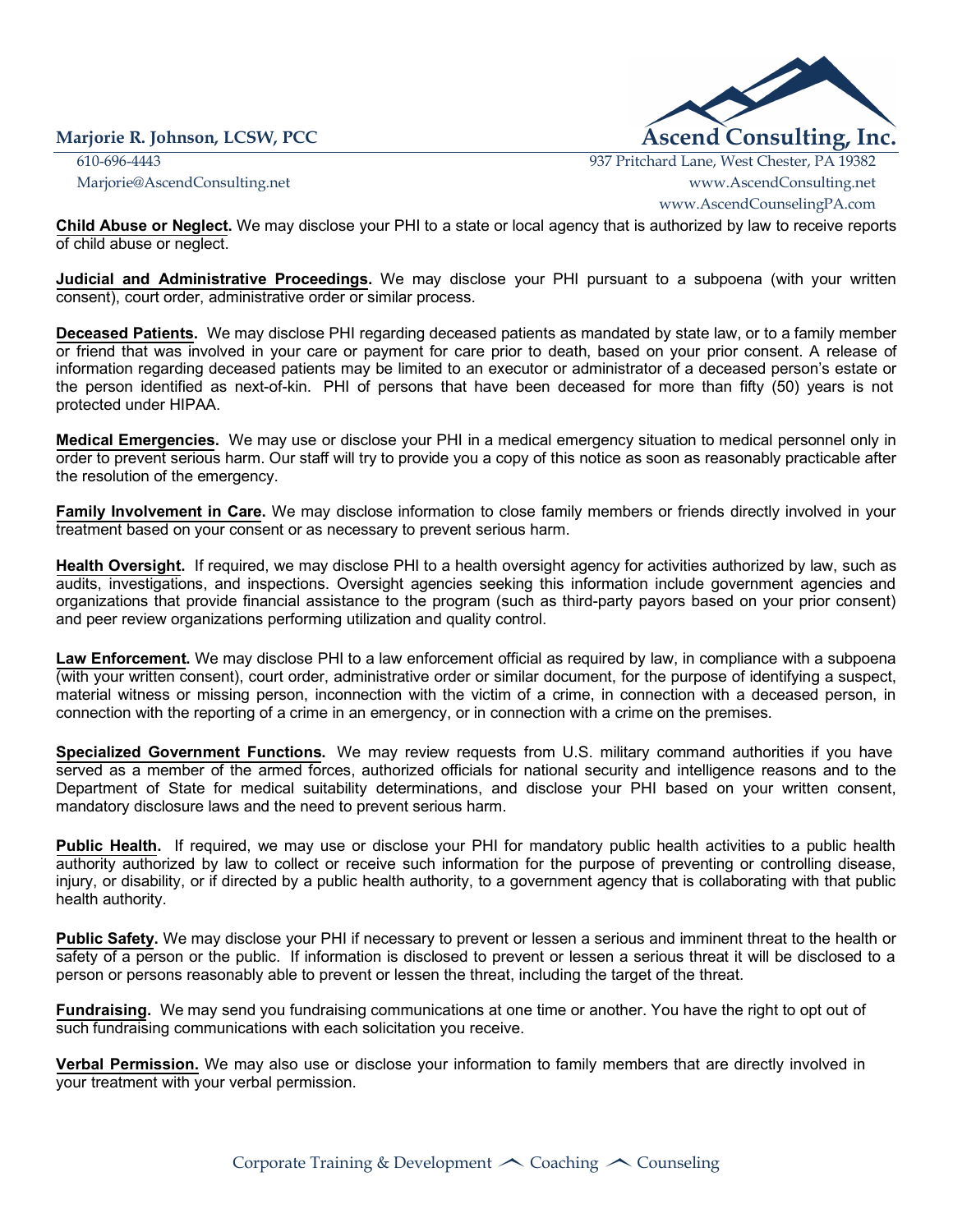**Child Abuse or Neglect.** We may disclose your PHI to a state or local agency that is authorized by law to receive reports of child abuse or neglect.

**Judicial and Administrative Proceedings.** We may disclose your PHI pursuant to a subpoena (with your written consent), court order, administrative order or similar process.

**Deceased Patients.** We may disclose PHI regarding deceased patients as mandated by state law, or to a family member or friend that was involved in your care or payment for care prior to death, based on your prior consent. A release of information regarding deceased patients may be limited to an executor or administrator of a deceased person's estate or the person identified as next-of-kin. PHI of persons that have been deceased for more than fifty (50) years is not protected under HIPAA.

**Medical Emergencies.** We may use or disclose your PHI in a medical emergency situation to medical personnel only in order to prevent serious harm. Our staff will try to provide you a copy of this notice as soon as reasonably practicable after the resolution of the emergency.

**Family Involvement in Care.** We may disclose information to close family members or friends directly involved in your treatment based on your consent or as necessary to prevent serious harm.

**Health Oversight.** If required, we may disclose PHI to a health oversight agency for activities authorized by law, such as audits, investigations, and inspections. Oversight agencies seeking this information include government agencies and organizations that provide financial assistance to the program (such as third-party payors based on your prior consent) and peer review organizations performing utilization and quality control.

**Law Enforcement.** We may disclose PHI to a law enforcement official as required by law, in compliance with a subpoena (with your written consent), court order, administrative order or similar document, for the purpose of identifying a suspect, material witness or missing person, inconnection with the victim of a crime, in connection with a deceased person, in connection with the reporting of a crime in an emergency, or in connection with a crime on the premises.

**Specialized Government Functions.** We may review requests from U.S. military command authorities if you have served as a member of the armed forces, authorized officials for national security and intelligence reasons and to the Department of State for medical suitability determinations, and disclose your PHI based on your written consent, mandatory disclosure laws and the need to prevent serious harm.

**Public Health.** If required, we may use or disclose your PHI for mandatory public health activities to a public health authority authorized by law to collect or receive such information for the purpose of preventing or controlling disease, injury, or disability, or if directed by a public health authority, to a government agency that is collaborating with that public health authority.

**Public Safety.** We may disclose your PHI if necessary to prevent or lessen a serious and imminent threat to the health or safety of a person or the public. If information is disclosed to prevent or lessen a serious threat it will be disclosed to a person or persons reasonably able to prevent or lessen the threat, including the target of the threat.

**Fundraising.** We may send you fundraising communications at one time or another. You have the right to opt out of such fundraising communications with each solicitation you receive.

**Verbal Permission.** We may also use or disclose your information to family members that are directly involved in your treatment with your verbal permission.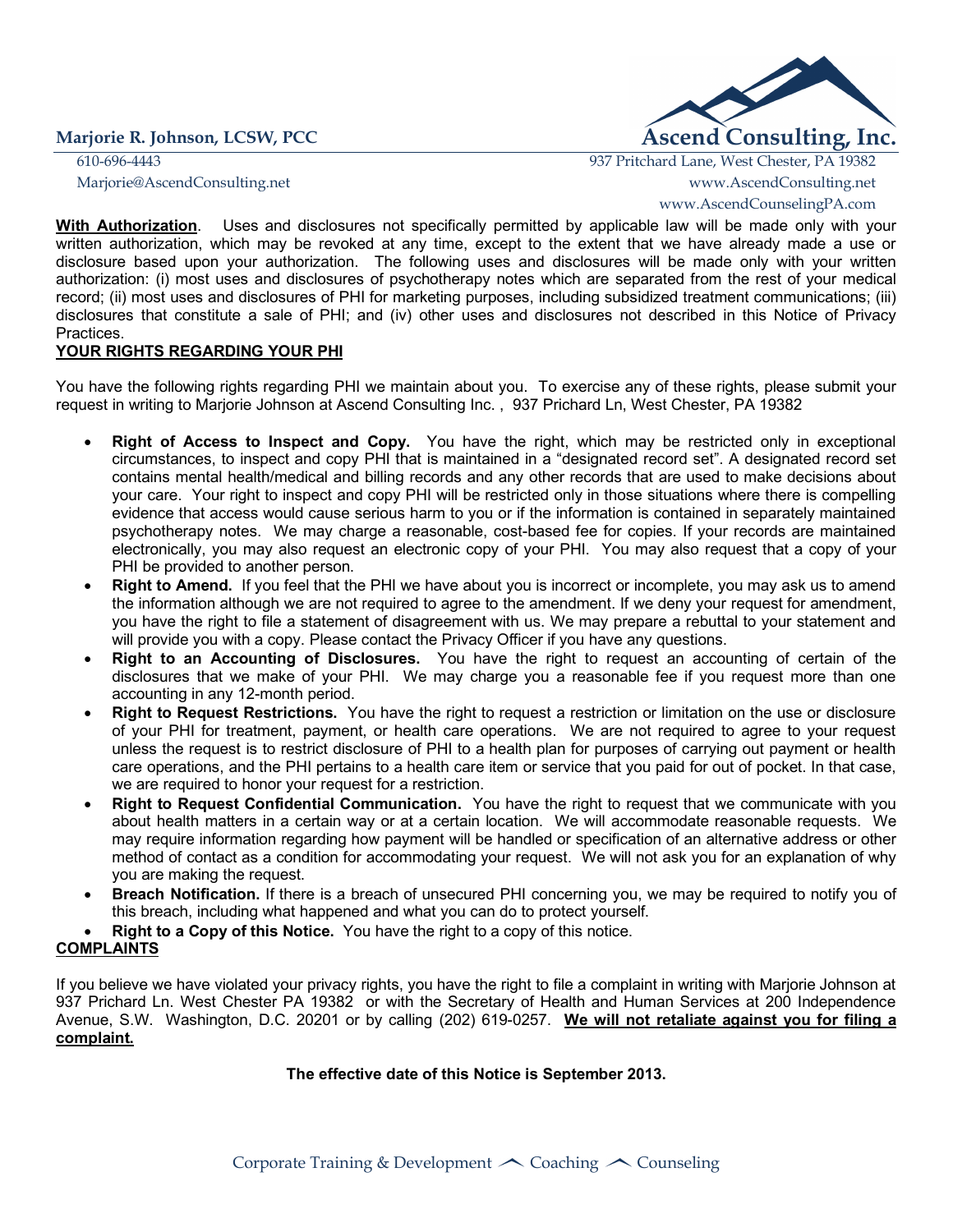**<u>With Authorization</u>**. Uses and disclosures not specifically permitted by applicable law will be made only with your written authorization, which may be revoked at any time, except to the extent that we have already made a use or disclosure based upon your authorization. The following uses and disclosures will be made only with your written authorization: (i) most uses and disclosures of psychotherapy notes which are separated from the rest of your medical record; (ii) most uses and disclosures of PHI for marketing purposes, including subsidized treatment communications; (iii) disclosures that constitute a sale of PHI; and (iv) other uses and disclosures not described in this Notice of Privacy Practices.

## YOUR RIGHTS REGARDING YOUR PHI

You have the following rights regarding PHI we maintain about you. To exercise any of these rights, please submit your request in writing to Marjorie Johnson at Ascend Consulting Inc. , 937 Prichard Ln, West Chester, PA 19382

- **Right of Access to Inspect and Copy.** You have the right, which may be restricted only in exceptional circumstances, to inspect and copy PHI that is maintained in a "designated record set". A designated record set contains mental health/medical and billing records and any other records that are used to make decisions about your care. Your right to inspect and copy PHI will be restricted only in those situations where there is compelling evidence that access would cause serious harm to you or if the information is contained in separately maintained psychotherapy notes. We may charge a reasonable, cost-based fee for copies. If your records are maintained electronically, you may also request an electronic copy of your PHI. You may also request that a copy of your PHI be provided to another person.
- **Right to Amend.** If you feel that the PHI we have about you is incorrect or incomplete, you may ask us to amend the information although we are not required to agree to the amendment. If we deny your request for amendment, you have the right to file a statement of disagreement with us. We may prepare a rebuttal to your statement and will provide you with a copy. Please contact the Privacy Officer if you have any questions.
- **Right to an Accounting of Disclosures.** You have the right to request an accounting of certain of the disclosures that we make of your PHI. We may charge you a reasonable fee if you request more than one accounting in any 12-month period.
- **Right to Request Restrictions.** You have the right to request a restriction or limitation on the use or disclosure of your PHI for treatment, payment, or health care operations. We are not required to agree to your request unless the request is to restrict disclosure of PHI to a health plan for purposes of carrying out payment or health care operations, and the PHI pertains to a health care item or service that you paid for out of pocket. In that case, we are required to honor your request for a restriction.
- **Right to Request Confidential Communication.** You have the right to request that we communicate with you about health matters in a certain way or at a certain location. We will accommodate reasonable requests. We may require information regarding how payment will be handled or specification of an alternative address or other method of contact as a condition for accommodating your request. We will not ask you for an explanation of why you are making the request.
- **Breach Notification.** If there is a breach of unsecured PHI concerning you, we may be required to notify you of this breach, including what happened and what you can do to protect yourself.
- **Right to a Copy of this Notice.** You have the right to a copy of this notice.

## COMPLAINTS

If you believe we have violated your privacy rights, you have the right to file a complaint in writing with Marjorie Johnson at 937 Prichard Ln. West Chester PA 19382 or with the Secretary of Health and Human Services at 200 Independence Avenue, S.W. Washington, D.C. 20201 or by calling (202) 619-0257. **<u>We will not retaliate against you for filing a complaint.</u>**

**The effective date of this Notice is September 2013.**